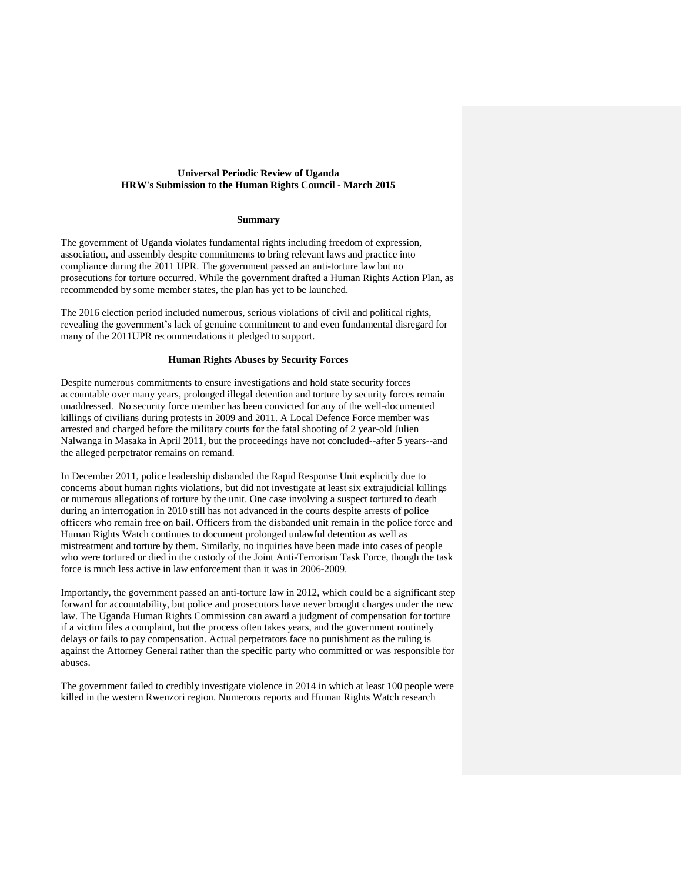**Universal Periodic Review of Uganda**
**HRW's Submission to the Human Rights Council - March 2015**

## Summary

The government of Uganda violates fundamental rights including freedom of expression, association, and assembly despite commitments to bring relevant laws and practice into compliance during the 2011 UPR. The government passed an anti-torture law but no prosecutions for torture occurred. While the government drafted a Human Rights Action Plan, as recommended by some member states, the plan has yet to be launched.

The 2016 election period included numerous, serious violations of civil and political rights, revealing the government's lack of genuine commitment to and even fundamental disregard for many of the 2011UPR recommendations it pledged to support.

## Human Rights Abuses by Security Forces

Despite numerous commitments to ensure investigations and hold state security forces accountable over many years, prolonged illegal detention and torture by security forces remain unaddressed. No security force member has been convicted for any of the well-documented killings of civilians during protests in 2009 and 2011. A Local Defence Force member was arrested and charged before the military courts for the fatal shooting of 2 year-old Julien Nalwanga in Masaka in April 2011, but the proceedings have not concluded--after 5 years--and the alleged perpetrator remains on remand.

In December 2011, police leadership disbanded the Rapid Response Unit explicitly due to concerns about human rights violations, but did not investigate at least six extrajudicial killings or numerous allegations of torture by the unit. One case involving a suspect tortured to death during an interrogation in 2010 still has not advanced in the courts despite arrests of police officers who remain free on bail. Officers from the disbanded unit remain in the police force and Human Rights Watch continues to document prolonged unlawful detention as well as mistreatment and torture by them. Similarly, no inquiries have been made into cases of people who were tortured or died in the custody of the Joint Anti-Terrorism Task Force, though the task force is much less active in law enforcement than it was in 2006-2009.

Importantly, the government passed an anti-torture law in 2012, which could be a significant step forward for accountability, but police and prosecutors have never brought charges under the new law. The Uganda Human Rights Commission can award a judgment of compensation for torture if a victim files a complaint, but the process often takes years, and the government routinely delays or fails to pay compensation. Actual perpetrators face no punishment as the ruling is against the Attorney General rather than the specific party who committed or was responsible for abuses.

The government failed to credibly investigate violence in 2014 in which at least 100 people were killed in the western Rwenzori region. Numerous reports and Human Rights Watch research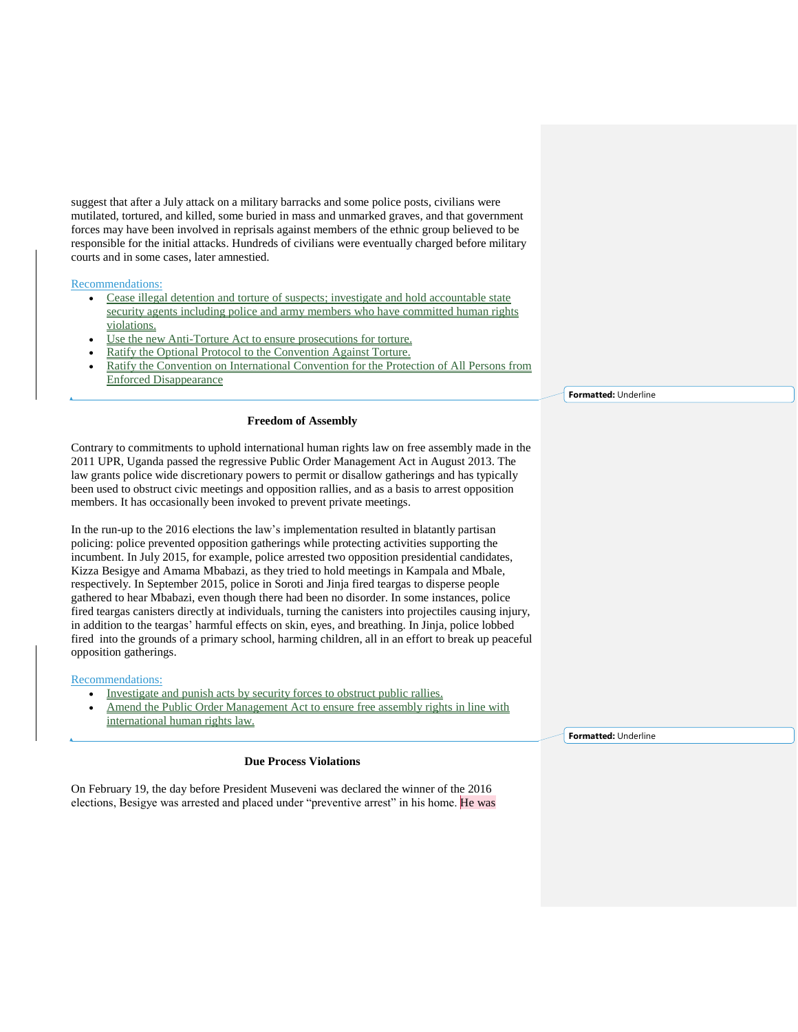suggest that after a July attack on a military barracks and some police posts, civilians were mutilated, tortured, and killed, some buried in mass and unmarked graves, and that government forces may have been involved in reprisals against members of the ethnic group believed to be responsible for the initial attacks. Hundreds of civilians were eventually charged before military courts and in some cases, later amnestied.

Recommendations:

- Cease illegal detention and torture of suspects; investigate and hold accountable state security agents including police and army members who have committed human rights violations.
- Use the new Anti-Torture Act to ensure prosecutions for torture.
- Ratify the Optional Protocol to the Convention Against Torture.
- Ratify the Convention on International Convention for the Protection of All Persons from Enforced Disappearance

## Freedom of Assembly

Contrary to commitments to uphold international human rights law on free assembly made in the 2011 UPR, Uganda passed the regressive Public Order Management Act in August 2013. The law grants police wide discretionary powers to permit or disallow gatherings and has typically been used to obstruct civic meetings and opposition rallies, and as a basis to arrest opposition members. It has occasionally been invoked to prevent private meetings.

In the run-up to the 2016 elections the law's implementation resulted in blatantly partisan policing: police prevented opposition gatherings while protecting activities supporting the incumbent. In July 2015, for example, police arrested two opposition presidential candidates, Kizza Besigye and Amama Mbabazi, as they tried to hold meetings in Kampala and Mbale, respectively. In September 2015, police in Soroti and Jinja fired teargas to disperse people gathered to hear Mbabazi, even though there had been no disorder. In some instances, police fired teargas canisters directly at individuals, turning the canisters into projectiles causing injury, in addition to the teargas' harmful effects on skin, eyes, and breathing. In Jinja, police lobbed fired into the grounds of a primary school, harming children, all in an effort to break up peaceful opposition gatherings.

Recommendations:

- Investigate and punish acts by security forces to obstruct public rallies.
- Amend the Public Order Management Act to ensure free assembly rights in line with international human rights law.

## Due Process Violations

On February 19, the day before President Museveni was declared the winner of the 2016 elections, Besigye was arrested and placed under "preventive arrest" in his home. He was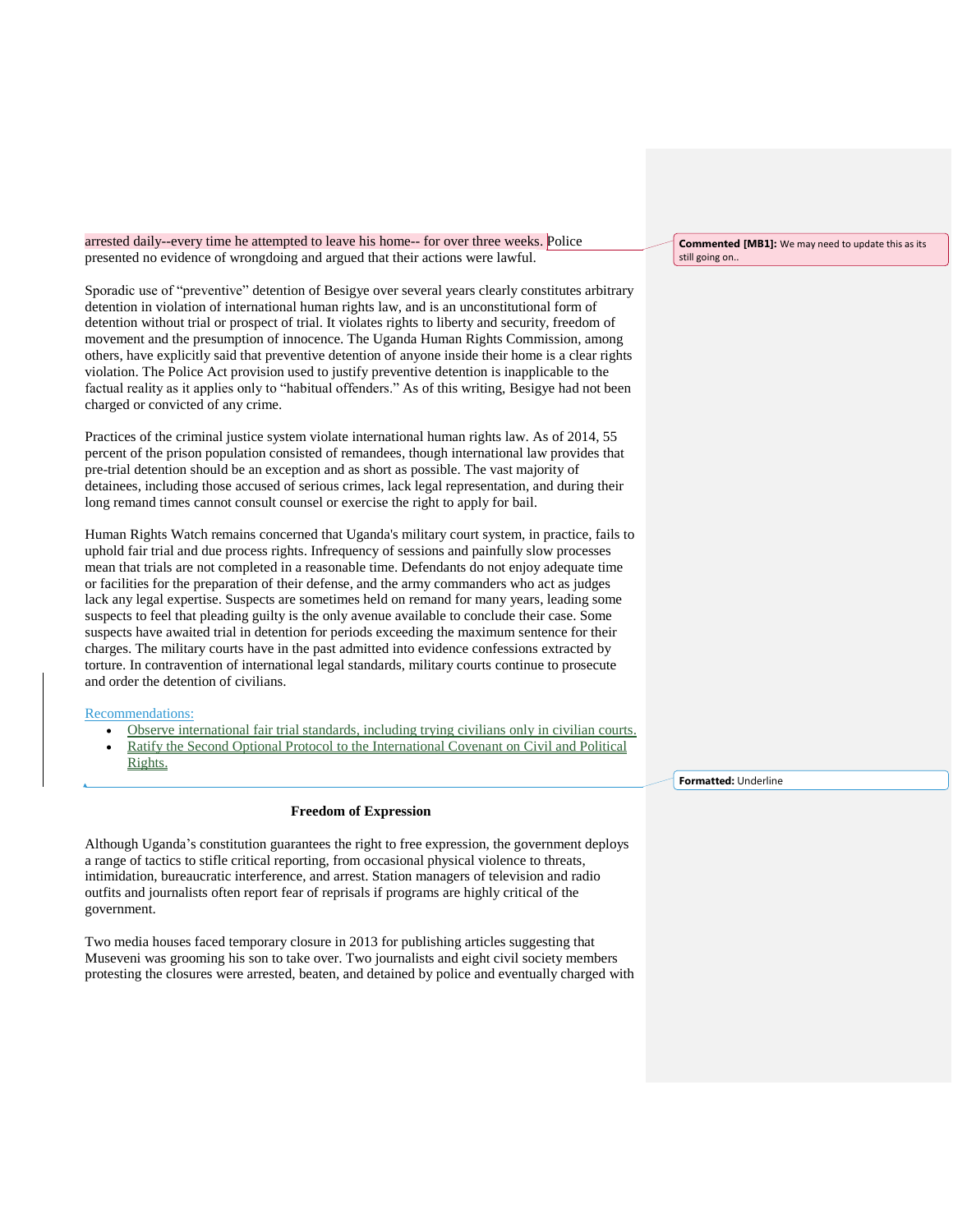arrested daily--every time he attempted to leave his home-- for over three weeks. Police presented no evidence of wrongdoing and argued that their actions were lawful.

Sporadic use of "preventive" detention of Besigye over several years clearly constitutes arbitrary detention in violation of international human rights law, and is an unconstitutional form of detention without trial or prospect of trial. It violates rights to liberty and security, freedom of movement and the presumption of innocence. The Uganda Human Rights Commission, among others, have explicitly said that preventive detention of anyone inside their home is a clear rights violation. The Police Act provision used to justify preventive detention is inapplicable to the factual reality as it applies only to "habitual offenders." As of this writing, Besigye had not been charged or convicted of any crime.

Practices of the criminal justice system violate international human rights law. As of 2014, 55 percent of the prison population consisted of remandees, though international law provides that pre-trial detention should be an exception and as short as possible. The vast majority of detainees, including those accused of serious crimes, lack legal representation, and during their long remand times cannot consult counsel or exercise the right to apply for bail.

Human Rights Watch remains concerned that Uganda's military court system, in practice, fails to uphold fair trial and due process rights. Infrequency of sessions and painfully slow processes mean that trials are not completed in a reasonable time. Defendants do not enjoy adequate time or facilities for the preparation of their defense, and the army commanders who act as judges lack any legal expertise. Suspects are sometimes held on remand for many years, leading some suspects to feel that pleading guilty is the only avenue available to conclude their case. Some suspects have awaited trial in detention for periods exceeding the maximum sentence for their charges. The military courts have in the past admitted into evidence confessions extracted by torture. In contravention of international legal standards, military courts continue to prosecute and order the detention of civilians.

Recommendations:

- Observe international fair trial standards, including trying civilians only in civilian courts.
- Ratify the Second Optional Protocol to the International Covenant on Civil and Political Rights.

## Freedom of Expression

Although Uganda's constitution guarantees the right to free expression, the government deploys a range of tactics to stifle critical reporting, from occasional physical violence to threats, intimidation, bureaucratic interference, and arrest. Station managers of television and radio outfits and journalists often report fear of reprisals if programs are highly critical of the government.

Two media houses faced temporary closure in 2013 for publishing articles suggesting that Museveni was grooming his son to take over. Two journalists and eight civil society members protesting the closures were arrested, beaten, and detained by police and eventually charged with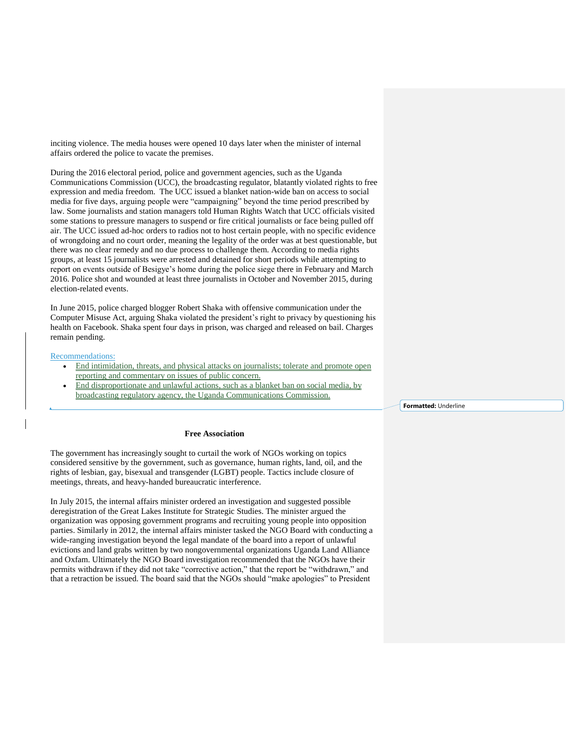inciting violence. The media houses were opened 10 days later when the minister of internal affairs ordered the police to vacate the premises.

During the 2016 electoral period, police and government agencies, such as the Uganda Communications Commission (UCC), the broadcasting regulator, blatantly violated rights to free expression and media freedom. The UCC issued a blanket nation-wide ban on access to social media for five days, arguing people were "campaigning" beyond the time period prescribed by law. Some journalists and station managers told Human Rights Watch that UCC officials visited some stations to pressure managers to suspend or fire critical journalists or face being pulled off air. The UCC issued ad-hoc orders to radios not to host certain people, with no specific evidence of wrongdoing and no court order, meaning the legality of the order was at best questionable, but there was no clear remedy and no due process to challenge them. According to media rights groups, at least 15 journalists were arrested and detained for short periods while attempting to report on events outside of Besigye's home during the police siege there in February and March 2016. Police shot and wounded at least three journalists in October and November 2015, during election-related events.

In June 2015, police charged blogger Robert Shaka with offensive communication under the Computer Misuse Act, arguing Shaka violated the president's right to privacy by questioning his health on Facebook. Shaka spent four days in prison, was charged and released on bail. Charges remain pending.

Recommendations:

- End intimidation, threats, and physical attacks on journalists; tolerate and promote open reporting and commentary on issues of public concern.
- End disproportionate and unlawful actions, such as a blanket ban on social media, by broadcasting regulatory agency, the Uganda Communications Commission.

**Free Association**

The government has increasingly sought to curtail the work of NGOs working on topics considered sensitive by the government, such as governance, human rights, land, oil, and the rights of lesbian, gay, bisexual and transgender (LGBT) people. Tactics include closure of meetings, threats, and heavy-handed bureaucratic interference.

In July 2015, the internal affairs minister ordered an investigation and suggested possible deregistration of the Great Lakes Institute for Strategic Studies. The minister argued the organization was opposing government programs and recruiting young people into opposition parties. Similarly in 2012, the internal affairs minister tasked the NGO Board with conducting a wide-ranging investigation beyond the legal mandate of the board into a report of unlawful evictions and land grabs written by two nongovernmental organizations Uganda Land Alliance and Oxfam. Ultimately the NGO Board investigation recommended that the NGOs have their permits withdrawn if they did not take "corrective action," that the report be "withdrawn," and that a retraction be issued. The board said that the NGOs should "make apologies" to President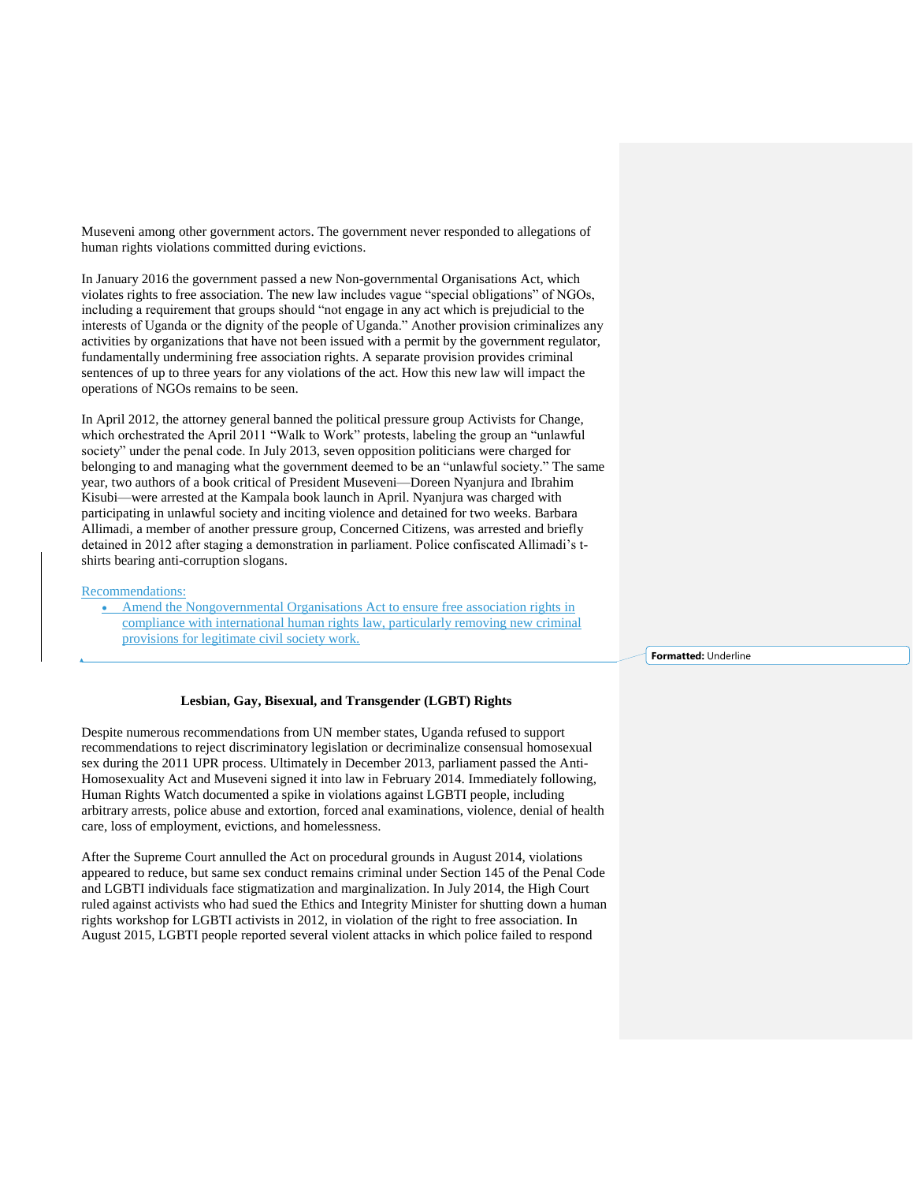Museveni among other government actors. The government never responded to allegations of human rights violations committed during evictions.

In January 2016 the government passed a new Non-governmental Organisations Act, which violates rights to free association. The new law includes vague "special obligations" of NGOs, including a requirement that groups should "not engage in any act which is prejudicial to the interests of Uganda or the dignity of the people of Uganda." Another provision criminalizes any activities by organizations that have not been issued with a permit by the government regulator, fundamentally undermining free association rights. A separate provision provides criminal sentences of up to three years for any violations of the act. How this new law will impact the operations of NGOs remains to be seen.

In April 2012, the attorney general banned the political pressure group Activists for Change, which orchestrated the April 2011 "Walk to Work" protests, labeling the group an "unlawful society" under the penal code. In July 2013, seven opposition politicians were charged for belonging to and managing what the government deemed to be an "unlawful society." The same year, two authors of a book critical of President Museveni—Doreen Nyanjura and Ibrahim Kisubi—were arrested at the Kampala book launch in April. Nyanjura was charged with participating in unlawful society and inciting violence and detained for two weeks. Barbara Allimadi, a member of another pressure group, Concerned Citizens, was arrested and briefly detained in 2012 after staging a demonstration in parliament. Police confiscated Allimadi's t-shirts bearing anti-corruption slogans.

Recommendations:

- Amend the Nongovernmental Organisations Act to ensure free association rights in compliance with international human rights law, particularly removing new criminal provisions for legitimate civil society work.

**Lesbian, Gay, Bisexual, and Transgender (LGBT) Rights**

Despite numerous recommendations from UN member states, Uganda refused to support recommendations to reject discriminatory legislation or decriminalize consensual homosexual sex during the 2011 UPR process. Ultimately in December 2013, parliament passed the Anti-Homosexuality Act and Museveni signed it into law in February 2014. Immediately following, Human Rights Watch documented a spike in violations against LGBTI people, including arbitrary arrests, police abuse and extortion, forced anal examinations, violence, denial of health care, loss of employment, evictions, and homelessness.

After the Supreme Court annulled the Act on procedural grounds in August 2014, violations appeared to reduce, but same sex conduct remains criminal under Section 145 of the Penal Code and LGBTI individuals face stigmatization and marginalization. In July 2014, the High Court ruled against activists who had sued the Ethics and Integrity Minister for shutting down a human rights workshop for LGBTI activists in 2012, in violation of the right to free association. In August 2015, LGBTI people reported several violent attacks in which police failed to respond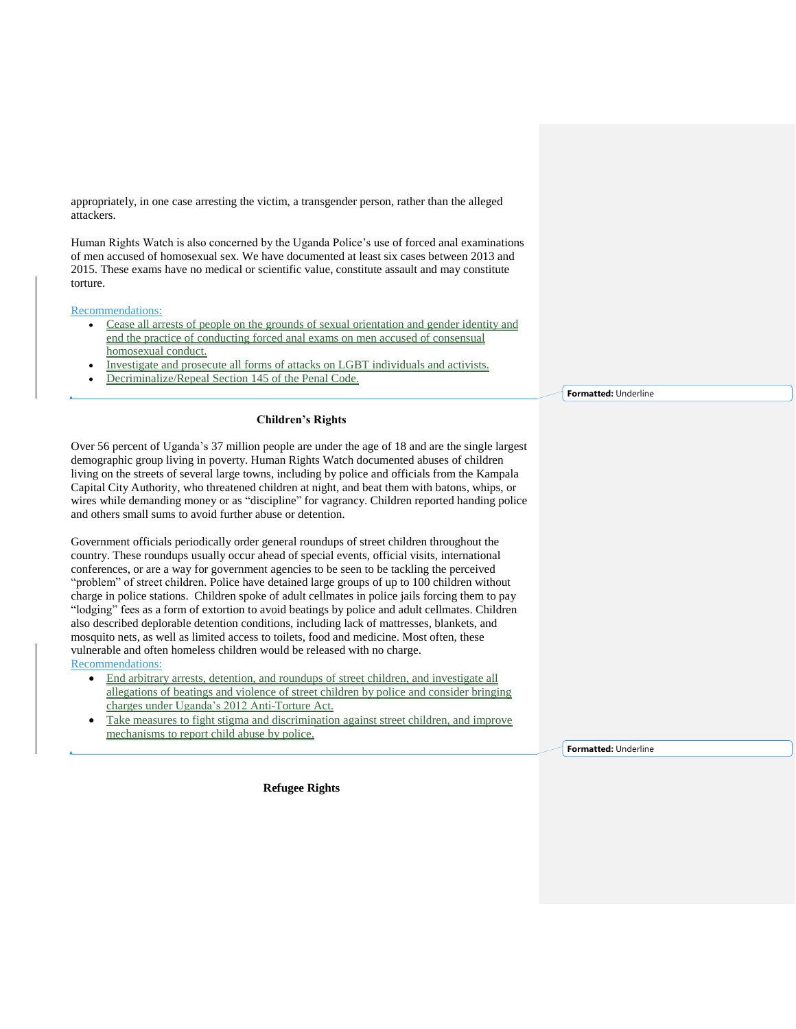appropriately, in one case arresting the victim, a transgender person, rather than the alleged attackers.

Human Rights Watch is also concerned by the Uganda Police's use of forced anal examinations of men accused of homosexual sex. We have documented at least six cases between 2013 and 2015. These exams have no medical or scientific value, constitute assault and may constitute torture.

Recommendations:

- Cease all arrests of people on the grounds of sexual orientation and gender identity and end the practice of conducting forced anal exams on men accused of consensual homosexual conduct.
- Investigate and prosecute all forms of attacks on LGBT individuals and activists.
- Decriminalize/Repeal Section 145 of the Penal Code.

## Children's Rights

Over 56 percent of Uganda's 37 million people are under the age of 18 and are the single largest demographic group living in poverty. Human Rights Watch documented abuses of children living on the streets of several large towns, including by police and officials from the Kampala Capital City Authority, who threatened children at night, and beat them with batons, whips, or wires while demanding money or as "discipline" for vagrancy. Children reported handing police and others small sums to avoid further abuse or detention.

Government officials periodically order general roundups of street children throughout the country. These roundups usually occur ahead of special events, official visits, international conferences, or are a way for government agencies to be seen to be tackling the perceived "problem" of street children. Police have detained large groups of up to 100 children without charge in police stations. Children spoke of adult cellmates in police jails forcing them to pay "lodging" fees as a form of extortion to avoid beatings by police and adult cellmates. Children also described deplorable detention conditions, including lack of mattresses, blankets, and mosquito nets, as well as limited access to toilets, food and medicine. Most often, these vulnerable and often homeless children would be released with no charge.

Recommendations:

- End arbitrary arrests, detention, and roundups of street children, and investigate all allegations of beatings and violence of street children by police and consider bringing charges under Uganda's 2012 Anti-Torture Act.
- Take measures to fight stigma and discrimination against street children, and improve mechanisms to report child abuse by police.

## Refugee Rights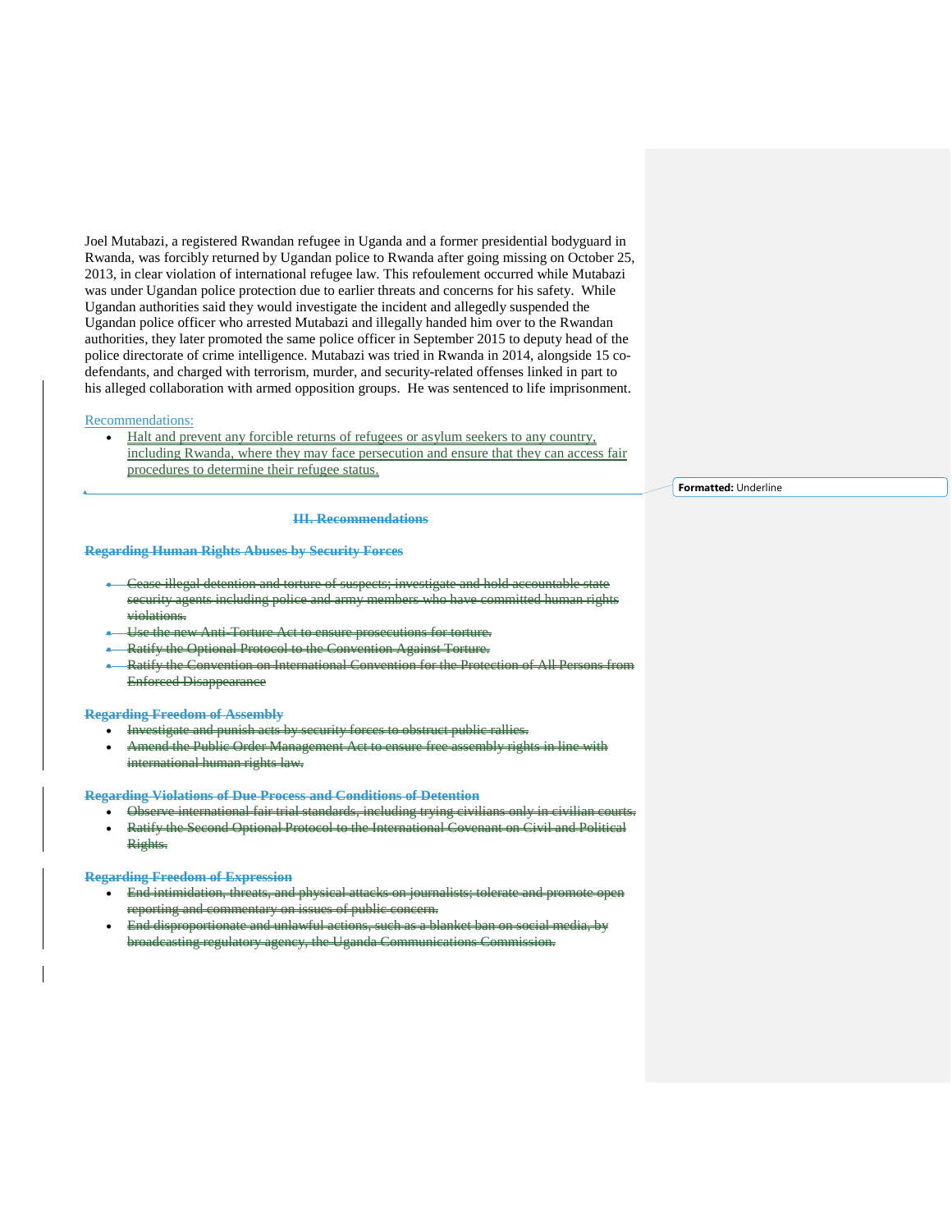Joel Mutabazi, a registered Rwandan refugee in Uganda and a former presidential bodyguard in Rwanda, was forcibly returned by Ugandan police to Rwanda after going missing on October 25, 2013, in clear violation of international refugee law. This refoulement occurred while Mutabazi was under Ugandan police protection due to earlier threats and concerns for his safety. While Ugandan authorities said they would investigate the incident and allegedly suspended the Ugandan police officer who arrested Mutabazi and illegally handed him over to the Rwandan authorities, they later promoted the same police officer in September 2015 to deputy head of the police directorate of crime intelligence. Mutabazi was tried in Rwanda in 2014, alongside 15 co-defendants, and charged with terrorism, murder, and security-related offenses linked in part to his alleged collaboration with armed opposition groups. He was sentenced to life imprisonment.

Recommendations:

- Halt and prevent any forcible returns of refugees or asylum seekers to any country, including Rwanda, where they may face persecution and ensure that they can access fair procedures to determine their refugee status.

## ~~III. Recommendations~~

### ~~Regarding Human Rights Abuses by Security Forces~~

- ~~Cease illegal detention and torture of suspects; investigate and hold accountable state security agents including police and army members who have committed human rights violations.~~
- ~~Use the new Anti-Torture Act to ensure prosecutions for torture.~~
- ~~Ratify the Optional Protocol to the Convention Against Torture.~~
- ~~Ratify the Convention on International Convention for the Protection of All Persons from Enforced Disappearance~~

### ~~Regarding Freedom of Assembly~~

- ~~Investigate and punish acts by security forces to obstruct public rallies.~~
- ~~Amend the Public Order Management Act to ensure free assembly rights in line with international human rights law.~~

### ~~Regarding Violations of Due Process and Conditions of Detention~~

- ~~Observe international fair trial standards, including trying civilians only in civilian courts.~~
- ~~Ratify the Second Optional Protocol to the International Covenant on Civil and Political Rights.~~

### ~~Regarding Freedom of Expression~~

- ~~End intimidation, threats, and physical attacks on journalists; tolerate and promote open reporting and commentary on issues of public concern.~~
- ~~End disproportionate and unlawful actions, such as a blanket ban on social media, by broadcasting regulatory agency, the Uganda Communications Commission.~~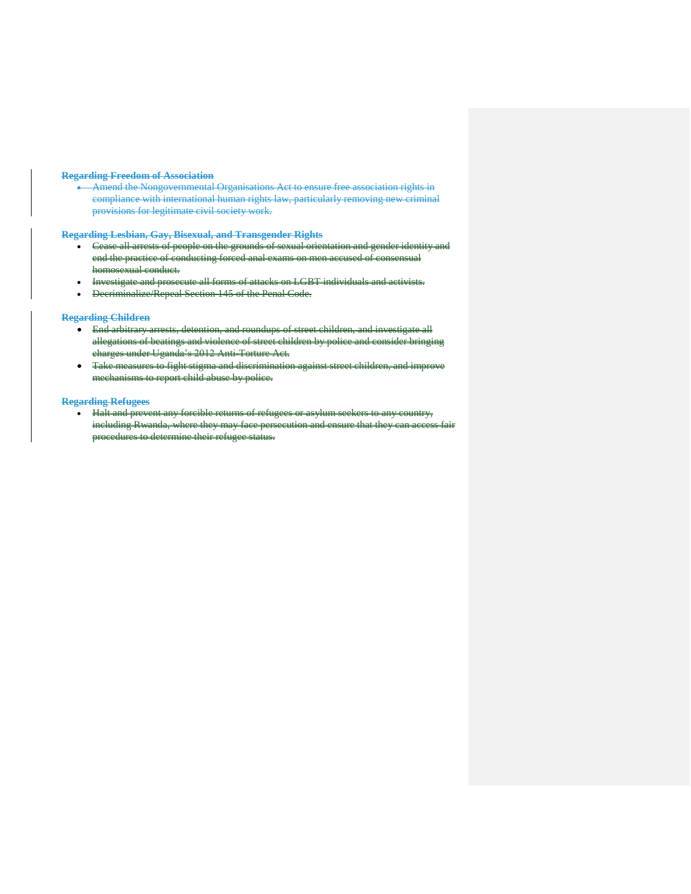**Regarding Freedom of Association**

- Amend the Nongovernmental Organisations Act to ensure free association rights in compliance with international human rights law, particularly removing new criminal provisions for legitimate civil society work.

**Regarding Lesbian, Gay, Bisexual, and Transgender Rights**

- Cease all arrests of people on the grounds of sexual orientation and gender identity and end the practice of conducting forced anal exams on men accused of consensual homosexual conduct.
- Investigate and prosecute all forms of attacks on LGBT individuals and activists.
- Decriminalize/Repeal Section 145 of the Penal Code.

**Regarding Children**

- End arbitrary arrests, detention, and roundups of street children, and investigate all allegations of beatings and violence of street children by police and consider bringing charges under Uganda's 2012 Anti-Torture Act.
- Take measures to fight stigma and discrimination against street children, and improve mechanisms to report child abuse by police.

**Regarding Refugees**

- Halt and prevent any forcible returns of refugees or asylum seekers to any country, including Rwanda, where they may face persecution and ensure that they can access fair procedures to determine their refugee status.